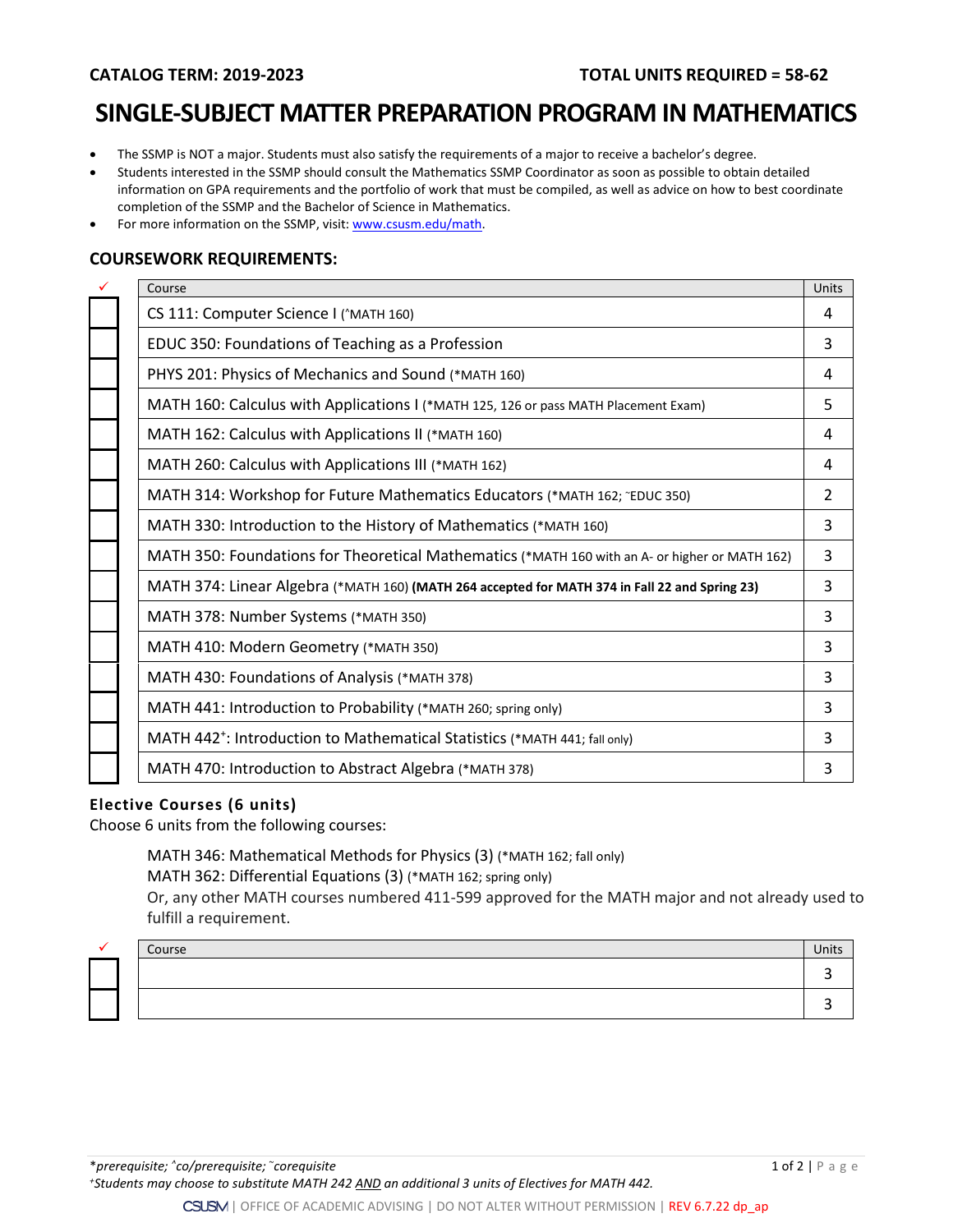**CATALOG TERM: 2019-2023** **TOTAL UNITS REQUIRED = 58-62**

# SINGLE-SUBJECT MATTER PREPARATION PROGRAM IN MATHEMATICS

- The SSMP is NOT a major. Students must also satisfy the requirements of a major to receive a bachelor's degree.
- Students interested in the SSMP should consult the Mathematics SSMP Coordinator as soon as possible to obtain detailed information on GPA requirements and the portfolio of work that must be compiled, as well as advice on how to best coordinate completion of the SSMP and the Bachelor of Science in Mathematics.
- For more information on the SSMP, visit: www.csusm.edu/math.

## COURSEWORK REQUIREMENTS:

| ✓ | Course | Units |
|---|---|---|
| ☐ | CS 111: Computer Science I (^MATH 160) | 4 |
| ☐ | EDUC 350: Foundations of Teaching as a Profession | 3 |
| ☐ | PHYS 201: Physics of Mechanics and Sound (*MATH 160) | 4 |
| ☐ | MATH 160: Calculus with Applications I (*MATH 125, 126 or pass MATH Placement Exam) | 5 |
| ☐ | MATH 162: Calculus with Applications II (*MATH 160) | 4 |
| ☐ | MATH 260: Calculus with Applications III (*MATH 162) | 4 |
| ☐ | MATH 314: Workshop for Future Mathematics Educators (*MATH 162; ˜EDUC 350) | 2 |
| ☐ | MATH 330: Introduction to the History of Mathematics (*MATH 160) | 3 |
| ☐ | MATH 350: Foundations for Theoretical Mathematics (*MATH 160 with an A- or higher or MATH 162) | 3 |
| ☐ | MATH 374: Linear Algebra (*MATH 160) **(MATH 264 accepted for MATH 374 in Fall 22 and Spring 23)** | 3 |
| ☐ | MATH 378: Number Systems (*MATH 350) | 3 |
| ☐ | MATH 410: Modern Geometry (*MATH 350) | 3 |
| ☐ | MATH 430: Foundations of Analysis (*MATH 378) | 3 |
| ☐ | MATH 441: Introduction to Probability (*MATH 260; spring only) | 3 |
| ☐ | MATH 442[+]: Introduction to Mathematical Statistics (*MATH 441; fall only) | 3 |
| ☐ | MATH 470: Introduction to Abstract Algebra (*MATH 378) | 3 |

### Elective Courses (6 units)

Choose 6 units from the following courses:

MATH 346: Mathematical Methods for Physics (3) (*MATH 162; fall only)
MATH 362: Differential Equations (3) (*MATH 162; spring only)
Or, any other MATH courses numbered 411-599 approved for the MATH major and not already used to fulfill a requirement.

| ✓ | Course | Units |
|---|---|---|
| ☐ | | 3 |
| ☐ | | 3 |

*prerequisite; ^co/prerequisite; ˜corequisite

[+]Students may choose to substitute MATH 242 AND an additional 3 units of Electives for MATH 442.

CSUSM | OFFICE OF ACADEMIC ADVISING | DO NOT ALTER WITHOUT PERMISSION | REV 6.7.22 dp_ap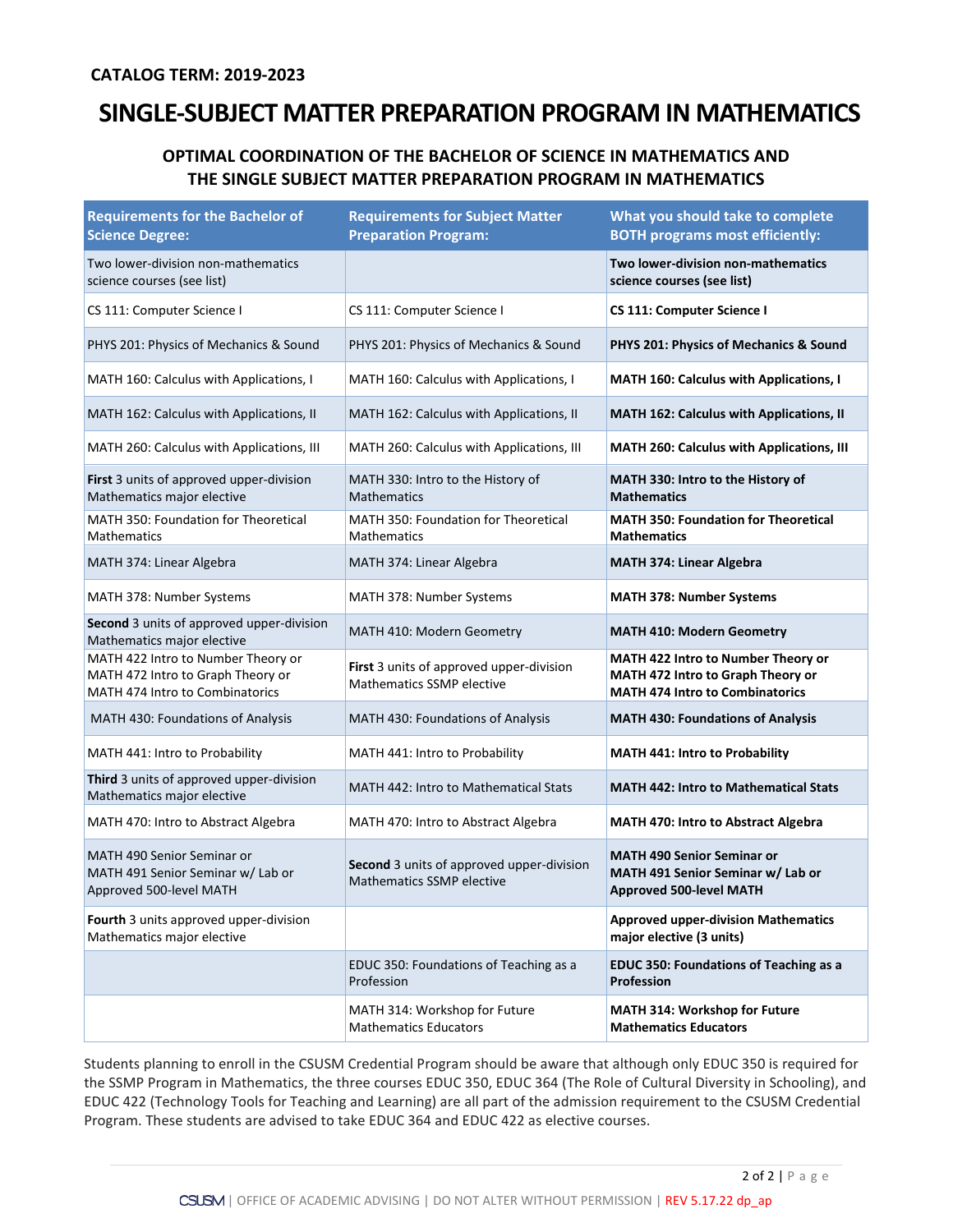**CATALOG TERM: 2019-2023**

# SINGLE-SUBJECT MATTER PREPARATION PROGRAM IN MATHEMATICS

## OPTIMAL COORDINATION OF THE BACHELOR OF SCIENCE IN MATHEMATICS AND THE SINGLE SUBJECT MATTER PREPARATION PROGRAM IN MATHEMATICS

| Requirements for the Bachelor of Science Degree: | Requirements for Subject Matter Preparation Program: | What you should take to complete BOTH programs most efficiently: |
|---|---|---|
| Two lower-division non-mathematics science courses (see list) | | **Two lower-division non-mathematics science courses (see list)** |
| CS 111: Computer Science I | CS 111: Computer Science I | **CS 111: Computer Science I** |
| PHYS 201: Physics of Mechanics & Sound | PHYS 201: Physics of Mechanics & Sound | **PHYS 201: Physics of Mechanics & Sound** |
| MATH 160: Calculus with Applications, I | MATH 160: Calculus with Applications, I | **MATH 160: Calculus with Applications, I** |
| MATH 162: Calculus with Applications, II | MATH 162: Calculus with Applications, II | **MATH 162: Calculus with Applications, II** |
| MATH 260: Calculus with Applications, III | MATH 260: Calculus with Applications, III | **MATH 260: Calculus with Applications, III** |
| **First** 3 units of approved upper-division Mathematics major elective | MATH 330: Intro to the History of Mathematics | **MATH 330: Intro to the History of Mathematics** |
| MATH 350: Foundation for Theoretical Mathematics | MATH 350: Foundation for Theoretical Mathematics | **MATH 350: Foundation for Theoretical Mathematics** |
| MATH 374: Linear Algebra | MATH 374: Linear Algebra | **MATH 374: Linear Algebra** |
| MATH 378: Number Systems | MATH 378: Number Systems | **MATH 378: Number Systems** |
| **Second** 3 units of approved upper-division Mathematics major elective | MATH 410: Modern Geometry | **MATH 410: Modern Geometry** |
| MATH 422 Intro to Number Theory or MATH 472 Intro to Graph Theory or MATH 474 Intro to Combinatorics | **First** 3 units of approved upper-division Mathematics SSMP elective | **MATH 422 Intro to Number Theory or MATH 472 Intro to Graph Theory or MATH 474 Intro to Combinatorics** |
| MATH 430: Foundations of Analysis | MATH 430: Foundations of Analysis | **MATH 430: Foundations of Analysis** |
| MATH 441: Intro to Probability | MATH 441: Intro to Probability | **MATH 441: Intro to Probability** |
| **Third** 3 units of approved upper-division Mathematics major elective | MATH 442: Intro to Mathematical Stats | **MATH 442: Intro to Mathematical Stats** |
| MATH 470: Intro to Abstract Algebra | MATH 470: Intro to Abstract Algebra | **MATH 470: Intro to Abstract Algebra** |
| MATH 490 Senior Seminar or MATH 491 Senior Seminar w/ Lab or Approved 500-level MATH | **Second** 3 units of approved upper-division Mathematics SSMP elective | **MATH 490 Senior Seminar or MATH 491 Senior Seminar w/ Lab or Approved 500-level MATH** |
| **Fourth** 3 units approved upper-division Mathematics major elective | | **Approved upper-division Mathematics major elective (3 units)** |
| | EDUC 350: Foundations of Teaching as a Profession | **EDUC 350: Foundations of Teaching as a Profession** |
| | MATH 314: Workshop for Future Mathematics Educators | **MATH 314: Workshop for Future Mathematics Educators** |

Students planning to enroll in the CSUSM Credential Program should be aware that although only EDUC 350 is required for the SSMP Program in Mathematics, the three courses EDUC 350, EDUC 364 (The Role of Cultural Diversity in Schooling), and EDUC 422 (Technology Tools for Teaching and Learning) are all part of the admission requirement to the CSUSM Credential Program. These students are advised to take EDUC 364 and EDUC 422 as elective courses.